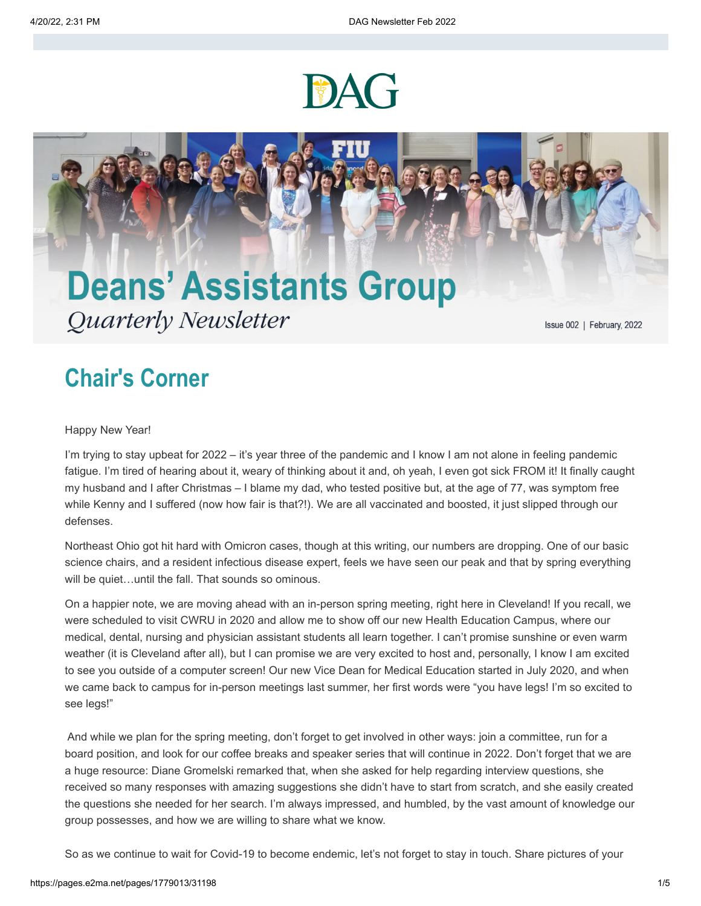# DAG

# Deans' Assistants Group

*Quarterly Newsletter*

Issue 002 | February, 2022

## Chair's Corner

Happy New Year!

I'm trying to stay upbeat for 2022 – it's year three of the pandemic and I know I am not alone in feeling pandemic fatigue. I'm tired of hearing about it, weary of thinking about it and, oh yeah, I even got sick FROM it! It finally caught my husband and I after Christmas – I blame my dad, who tested positive but, at the age of 77, was symptom free while Kenny and I suffered (now how fair is that?!). We are all vaccinated and boosted, it just slipped through our defenses.

Northeast Ohio got hit hard with Omicron cases, though at this writing, our numbers are dropping. One of our basic science chairs, and a resident infectious disease expert, feels we have seen our peak and that by spring everything will be quiet…until the fall. That sounds so ominous.

On a happier note, we are moving ahead with an in-person spring meeting, right here in Cleveland! If you recall, we were scheduled to visit CWRU in 2020 and allow me to show off our new Health Education Campus, where our medical, dental, nursing and physician assistant students all learn together. I can't promise sunshine or even warm weather (it is Cleveland after all), but I can promise we are very excited to host and, personally, I know I am excited to see you outside of a computer screen! Our new Vice Dean for Medical Education started in July 2020, and when we came back to campus for in-person meetings last summer, her first words were "you have legs! I'm so excited to see legs!"

And while we plan for the spring meeting, don't forget to get involved in other ways: join a committee, run for a board position, and look for our coffee breaks and speaker series that will continue in 2022. Don't forget that we are a huge resource: Diane Gromelski remarked that, when she asked for help regarding interview questions, she received so many responses with amazing suggestions she didn't have to start from scratch, and she easily created the questions she needed for her search. I'm always impressed, and humbled, by the vast amount of knowledge our group possesses, and how we are willing to share what we know.

So as we continue to wait for Covid-19 to become endemic, let's not forget to stay in touch. Share pictures of your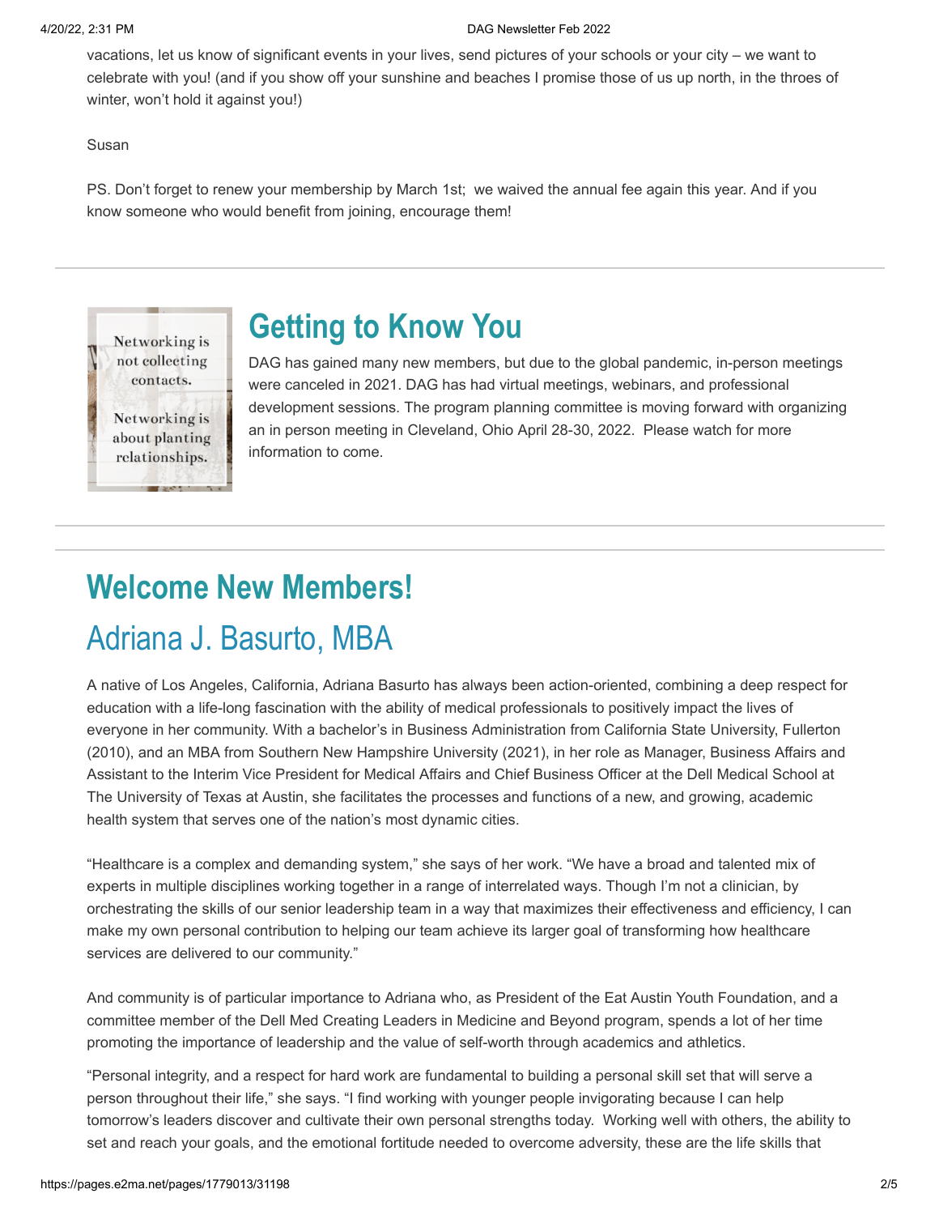vacations, let us know of significant events in your lives, send pictures of your schools or your city – we want to celebrate with you! (and if you show off your sunshine and beaches I promise those of us up north, in the throes of winter, won't hold it against you!)

Susan

PS. Don't forget to renew your membership by March 1st; we waived the annual fee again this year. And if you know someone who would benefit from joining, encourage them!

Networking is not collecting contacts.

Networking is about planting relationships.

## Getting to Know You

DAG has gained many new members, but due to the global pandemic, in-person meetings were canceled in 2021. DAG has had virtual meetings, webinars, and professional development sessions. The program planning committee is moving forward with organizing an in person meeting in Cleveland, Ohio April 28-30, 2022. Please watch for more information to come.

## Welcome New Members!

### Adriana J. Basurto, MBA

A native of Los Angeles, California, Adriana Basurto has always been action-oriented, combining a deep respect for education with a life-long fascination with the ability of medical professionals to positively impact the lives of everyone in her community. With a bachelor's in Business Administration from California State University, Fullerton (2010), and an MBA from Southern New Hampshire University (2021), in her role as Manager, Business Affairs and Assistant to the Interim Vice President for Medical Affairs and Chief Business Officer at the Dell Medical School at The University of Texas at Austin, she facilitates the processes and functions of a new, and growing, academic health system that serves one of the nation's most dynamic cities.

"Healthcare is a complex and demanding system," she says of her work. "We have a broad and talented mix of experts in multiple disciplines working together in a range of interrelated ways. Though I'm not a clinician, by orchestrating the skills of our senior leadership team in a way that maximizes their effectiveness and efficiency, I can make my own personal contribution to helping our team achieve its larger goal of transforming how healthcare services are delivered to our community."

And community is of particular importance to Adriana who, as President of the Eat Austin Youth Foundation, and a committee member of the Dell Med Creating Leaders in Medicine and Beyond program, spends a lot of her time promoting the importance of leadership and the value of self-worth through academics and athletics.

"Personal integrity, and a respect for hard work are fundamental to building a personal skill set that will serve a person throughout their life," she says. "I find working with younger people invigorating because I can help tomorrow's leaders discover and cultivate their own personal strengths today. Working well with others, the ability to set and reach your goals, and the emotional fortitude needed to overcome adversity, these are the life skills that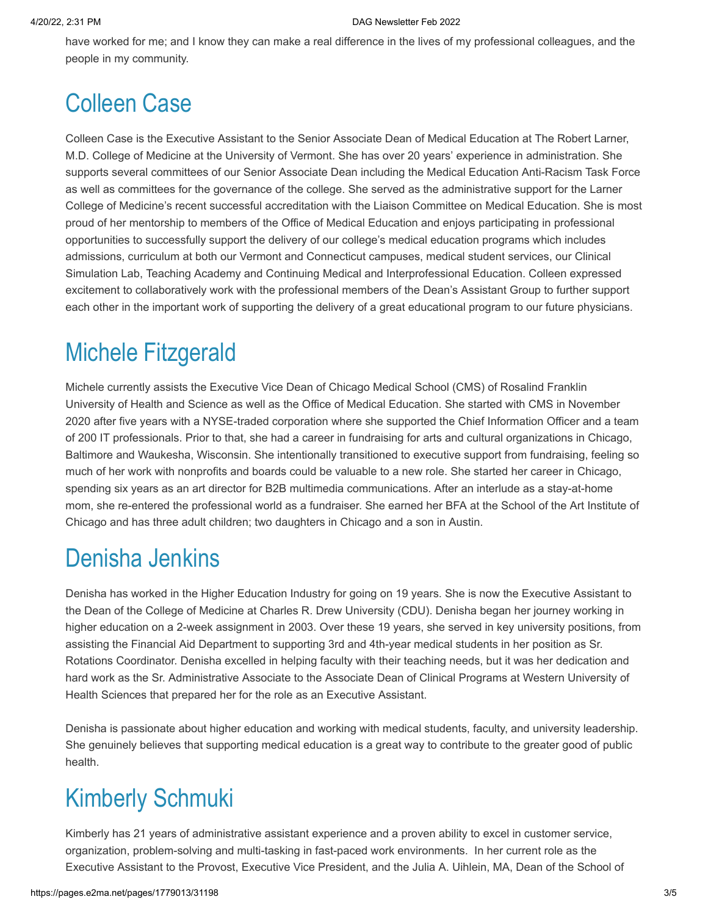have worked for me; and I know they can make a real difference in the lives of my professional colleagues, and the people in my community.

# Colleen Case

Colleen Case is the Executive Assistant to the Senior Associate Dean of Medical Education at The Robert Larner, M.D. College of Medicine at the University of Vermont. She has over 20 years' experience in administration. She supports several committees of our Senior Associate Dean including the Medical Education Anti-Racism Task Force as well as committees for the governance of the college. She served as the administrative support for the Larner College of Medicine's recent successful accreditation with the Liaison Committee on Medical Education. She is most proud of her mentorship to members of the Office of Medical Education and enjoys participating in professional opportunities to successfully support the delivery of our college's medical education programs which includes admissions, curriculum at both our Vermont and Connecticut campuses, medical student services, our Clinical Simulation Lab, Teaching Academy and Continuing Medical and Interprofessional Education. Colleen expressed excitement to collaboratively work with the professional members of the Dean's Assistant Group to further support each other in the important work of supporting the delivery of a great educational program to our future physicians.

# Michele Fitzgerald

Michele currently assists the Executive Vice Dean of Chicago Medical School (CMS) of Rosalind Franklin University of Health and Science as well as the Office of Medical Education. She started with CMS in November 2020 after five years with a NYSE-traded corporation where she supported the Chief Information Officer and a team of 200 IT professionals. Prior to that, she had a career in fundraising for arts and cultural organizations in Chicago, Baltimore and Waukesha, Wisconsin. She intentionally transitioned to executive support from fundraising, feeling so much of her work with nonprofits and boards could be valuable to a new role. She started her career in Chicago, spending six years as an art director for B2B multimedia communications. After an interlude as a stay-at-home mom, she re-entered the professional world as a fundraiser. She earned her BFA at the School of the Art Institute of Chicago and has three adult children; two daughters in Chicago and a son in Austin.

# Denisha Jenkins

Denisha has worked in the Higher Education Industry for going on 19 years. She is now the Executive Assistant to the Dean of the College of Medicine at Charles R. Drew University (CDU). Denisha began her journey working in higher education on a 2-week assignment in 2003. Over these 19 years, she served in key university positions, from assisting the Financial Aid Department to supporting 3rd and 4th-year medical students in her position as Sr. Rotations Coordinator. Denisha excelled in helping faculty with their teaching needs, but it was her dedication and hard work as the Sr. Administrative Associate to the Associate Dean of Clinical Programs at Western University of Health Sciences that prepared her for the role as an Executive Assistant.

Denisha is passionate about higher education and working with medical students, faculty, and university leadership. She genuinely believes that supporting medical education is a great way to contribute to the greater good of public health.

# Kimberly Schmuki

Kimberly has 21 years of administrative assistant experience and a proven ability to excel in customer service, organization, problem-solving and multi-tasking in fast-paced work environments. In her current role as the Executive Assistant to the Provost, Executive Vice President, and the Julia A. Uihlein, MA, Dean of the School of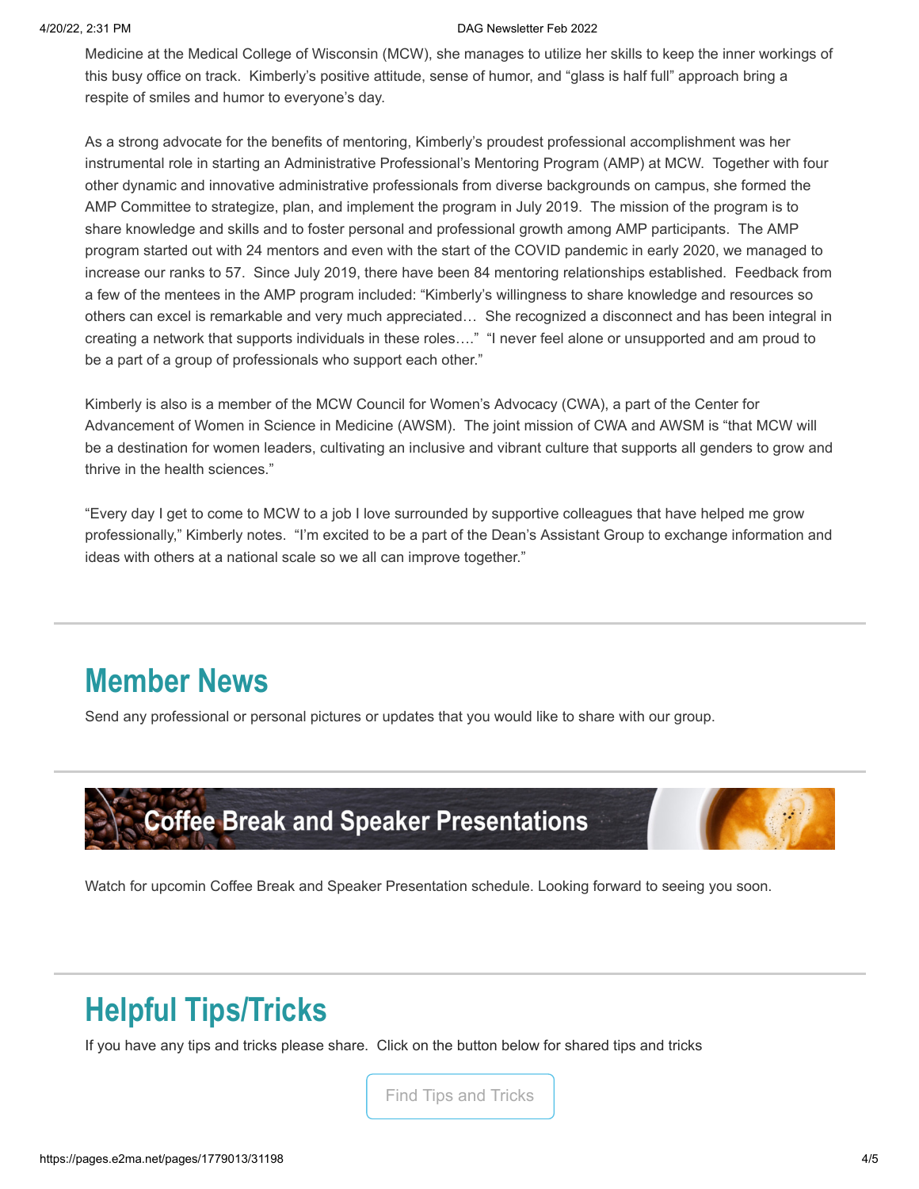Medicine at the Medical College of Wisconsin (MCW), she manages to utilize her skills to keep the inner workings of this busy office on track. Kimberly's positive attitude, sense of humor, and "glass is half full" approach bring a respite of smiles and humor to everyone's day.

As a strong advocate for the benefits of mentoring, Kimberly's proudest professional accomplishment was her instrumental role in starting an Administrative Professional's Mentoring Program (AMP) at MCW. Together with four other dynamic and innovative administrative professionals from diverse backgrounds on campus, she formed the AMP Committee to strategize, plan, and implement the program in July 2019. The mission of the program is to share knowledge and skills and to foster personal and professional growth among AMP participants. The AMP program started out with 24 mentors and even with the start of the COVID pandemic in early 2020, we managed to increase our ranks to 57. Since July 2019, there have been 84 mentoring relationships established. Feedback from a few of the mentees in the AMP program included: "Kimberly's willingness to share knowledge and resources so others can excel is remarkable and very much appreciated… She recognized a disconnect and has been integral in creating a network that supports individuals in these roles…." "I never feel alone or unsupported and am proud to be a part of a group of professionals who support each other."

Kimberly is also is a member of the MCW Council for Women's Advocacy (CWA), a part of the Center for Advancement of Women in Science in Medicine (AWSM). The joint mission of CWA and AWSM is "that MCW will be a destination for women leaders, cultivating an inclusive and vibrant culture that supports all genders to grow and thrive in the health sciences."

"Every day I get to come to MCW to a job I love surrounded by supportive colleagues that have helped me grow professionally," Kimberly notes. "I'm excited to be a part of the Dean's Assistant Group to exchange information and ideas with others at a national scale so we all can improve together."

---

## Member News

Send any professional or personal pictures or updates that you would like to share with our group.

---

## Coffee Break and Speaker Presentations

Watch for upcomin Coffee Break and Speaker Presentation schedule. Looking forward to seeing you soon.

---

## Helpful Tips/Tricks

If you have any tips and tricks please share. Click on the button below for shared tips and tricks

Find Tips and Tricks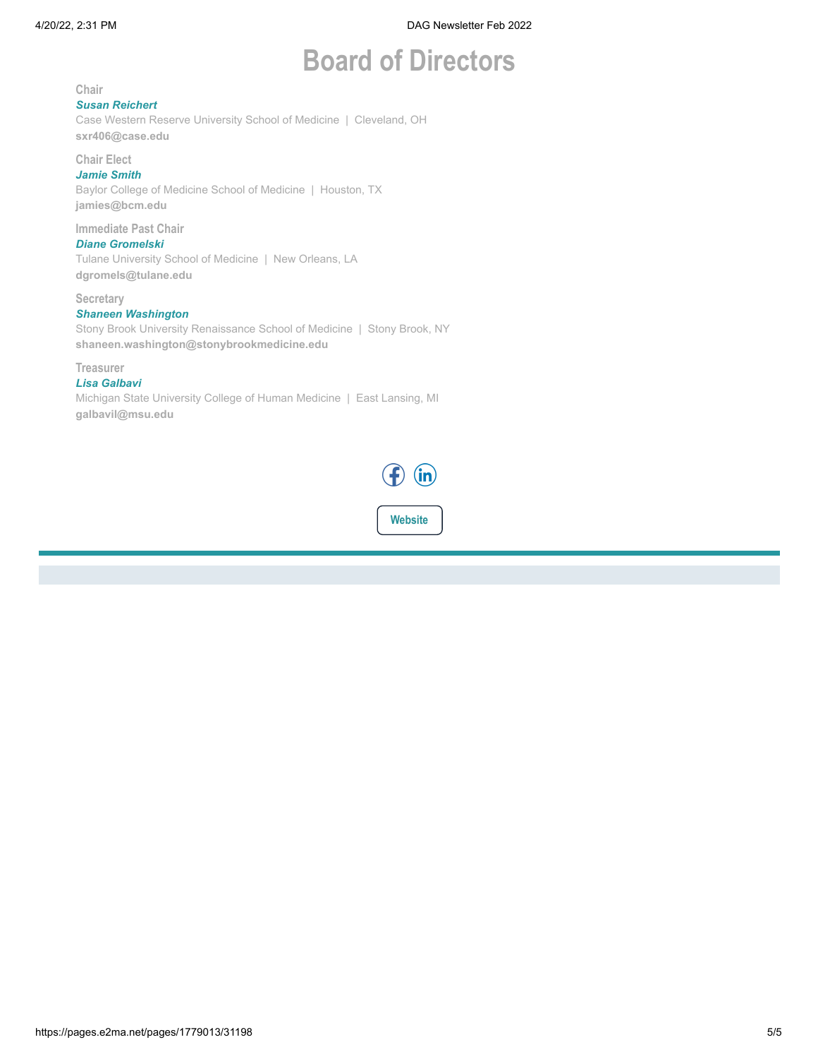# Board of Directors

Chair
***Susan Reichert***
Case Western Reserve University School of Medicine | Cleveland, OH
**sxr406@case.edu**

Chair Elect
***Jamie Smith***
Baylor College of Medicine School of Medicine | Houston, TX
**jamies@bcm.edu**

Immediate Past Chair
***Diane Gromelski***
Tulane University School of Medicine | New Orleans, LA
**dgromels@tulane.edu**

Secretary
***Shaneen Washington***
Stony Brook University Renaissance School of Medicine | Stony Brook, NY
**shaneen.washington@stonybrookmedicine.edu**

Treasurer
***Lisa Galbavi***
Michigan State University College of Human Medicine | East Lansing, MI
**galbavil@msu.edu**

**Website**